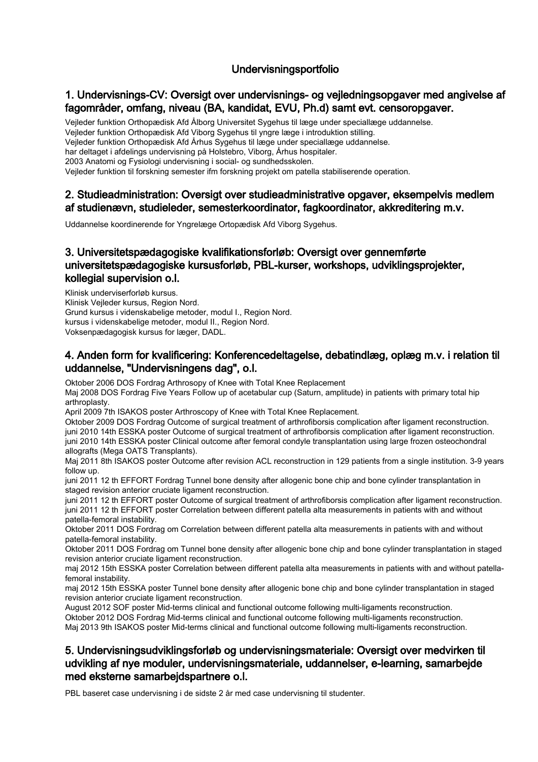# Undervisningsportfolio

## 1. Undervisnings-CV: Oversigt over undervisnings- og vejledningsopgaver med angivelse af fagområder, omfang, niveau (BA, kandidat, EVU, Ph.d) samt evt. censoropgaver.

Vejleder funktion Orthopædisk Afd Ålborg Universitet Sygehus til læge under speciallæge uddannelse.
Vejleder funktion Orthopædisk Afd Viborg Sygehus til yngre læge i introduktion stilling.
Vejleder funktion Orthopædisk Afd Århus Sygehus til læge under speciallæge uddannelse.
har deltaget i afdelings undervisning på Holstebro, Viborg, Århus hospitaler.
2003 Anatomi og Fysiologi undervisning i social- og sundhedsskolen.
Vejleder funktion til forskning semester ifm forskning projekt om patella stabiliserende operation.

## 2. Studieadministration: Oversigt over studieadministrative opgaver, eksempelvis medlem af studienævn, studieleder, semesterkoordinator, fagkoordinator, akkreditering m.v.

Uddannelse koordinerende for Yngrelæge Ortopædisk Afd Viborg Sygehus.

## 3. Universitetspædagogiske kvalifikationsforløb: Oversigt over gennemførte universitetspædagogiske kursusforløb, PBL-kurser, workshops, udviklingsprojekter, kollegial supervision o.l.

Klinisk underviserforløb kursus.
Klinisk Vejleder kursus, Region Nord.
Grund kursus i videnskabelige metoder, modul I., Region Nord.
kursus i videnskabelige metoder, modul II., Region Nord.
Voksenpædagogisk kursus for læger, DADL.

## 4. Anden form for kvalificering: Konferencedeltagelse, debatindlæg, oplæg m.v. i relation til uddannelse, "Undervisningens dag", o.l.

Oktober 2006 DOS Fordrag Arthrosopy of Knee with Total Knee Replacement
Maj 2008 DOS Fordrag Five Years Follow up of acetabular cup (Saturn, amplitude) in patients with primary total hip arthroplasty.
April 2009 7th ISAKOS poster Arthroscopy of Knee with Total Knee Replacement.
Oktober 2009 DOS Fordrag Outcome of surgical treatment of arthrofiborsis complication after ligament reconstruction.
juni 2010 14th ESSKA poster Outcome of surgical treatment of arthrofiborsis complication after ligament reconstruction.
juni 2010 14th ESSKA poster Clinical outcome after femoral condyle transplantation using large frozen osteochondral allografts (Mega OATS Transplants).
Maj 2011 8th ISAKOS poster Outcome after revision ACL reconstruction in 129 patients from a single institution. 3-9 years follow up.
juni 2011 12 th EFFORT Fordrag Tunnel bone density after allogenic bone chip and bone cylinder transplantation in staged revision anterior cruciate ligament reconstruction.
juni 2011 12 th EFFORT poster Outcome of surgical treatment of arthrofiborsis complication after ligament reconstruction.
juni 2011 12 th EFFORT poster Correlation between different patella alta measurements in patients with and without patella-femoral instability.
Oktober 2011 DOS Fordrag om Correlation between different patella alta measurements in patients with and without patella-femoral instability.
Oktober 2011 DOS Fordrag om Tunnel bone density after allogenic bone chip and bone cylinder transplantation in staged revision anterior cruciate ligament reconstruction.
maj 2012 15th ESSKA poster Correlation between different patella alta measurements in patients with and without patella-femoral instability.
maj 2012 15th ESSKA poster Tunnel bone density after allogenic bone chip and bone cylinder transplantation in staged revision anterior cruciate ligament reconstruction.
August 2012 SOF poster Mid-terms clinical and functional outcome following multi-ligaments reconstruction.
Oktober 2012 DOS Fordrag Mid-terms clinical and functional outcome following multi-ligaments reconstruction.
Maj 2013 9th ISAKOS poster Mid-terms clinical and functional outcome following multi-ligaments reconstruction.

## 5. Undervisningsudviklingsforløb og undervisningsmateriale: Oversigt over medvirken til udvikling af nye moduler, undervisningsmateriale, uddannelser, e-learning, samarbejde med eksterne samarbejdspartnere o.l.

PBL baseret case undervisning i de sidste 2 år med case undervisning til studenter.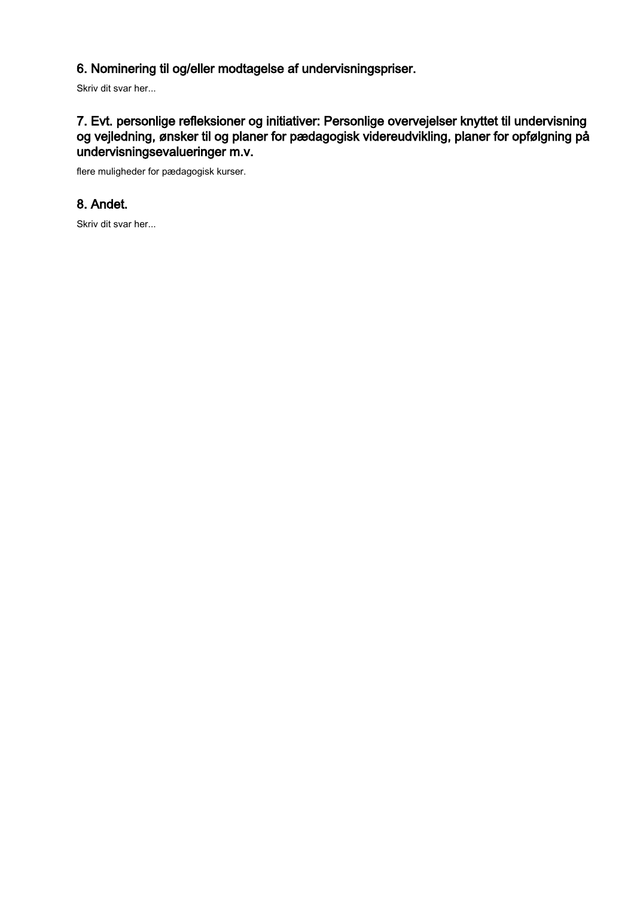## 6. Nominering til og/eller modtagelse af undervisningspriser.

Skriv dit svar her...

## 7. Evt. personlige refleksioner og initiativer: Personlige overvejelser knyttet til undervisning og vejledning, ønsker til og planer for pædagogisk videreudvikling, planer for opfølgning på undervisningsevalueringer m.v.

flere muligheder for pædagogisk kurser.

## 8. Andet.

Skriv dit svar her...